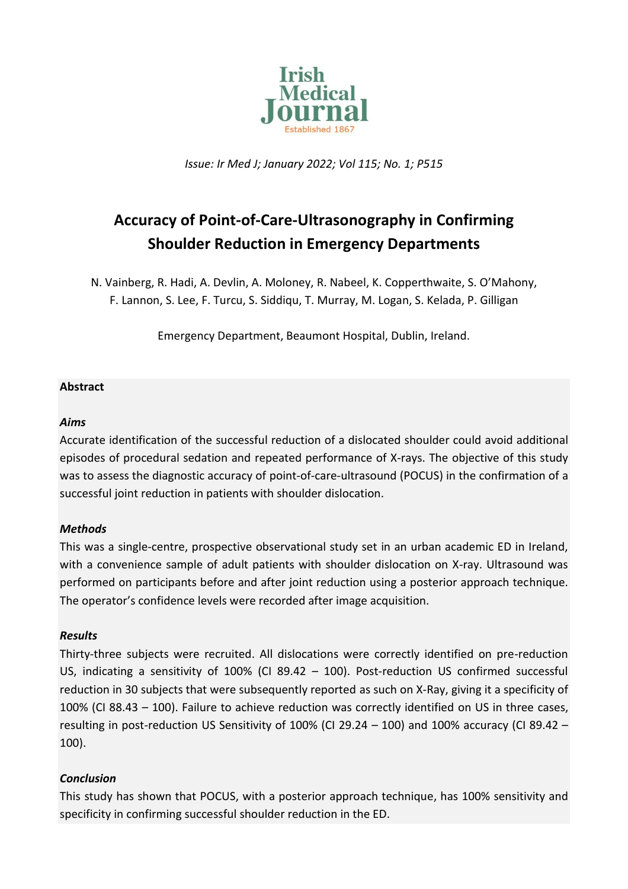*Issue: Ir Med J; January 2022; Vol 115; No. 1; P515*

# Accuracy of Point-of-Care-Ultrasonography in Confirming Shoulder Reduction in Emergency Departments

N. Vainberg, R. Hadi, A. Devlin, A. Moloney, R. Nabeel, K. Copperthwaite, S. O'Mahony, F. Lannon, S. Lee, F. Turcu, S. Siddiqu, T. Murray, M. Logan, S. Kelada, P. Gilligan

Emergency Department, Beaumont Hospital, Dublin, Ireland.

## Abstract

### *Aims*

Accurate identification of the successful reduction of a dislocated shoulder could avoid additional episodes of procedural sedation and repeated performance of X-rays. The objective of this study was to assess the diagnostic accuracy of point-of-care-ultrasound (POCUS) in the confirmation of a successful joint reduction in patients with shoulder dislocation.

### *Methods*

This was a single-centre, prospective observational study set in an urban academic ED in Ireland, with a convenience sample of adult patients with shoulder dislocation on X-ray. Ultrasound was performed on participants before and after joint reduction using a posterior approach technique. The operator's confidence levels were recorded after image acquisition.

### *Results*

Thirty-three subjects were recruited. All dislocations were correctly identified on pre-reduction US, indicating a sensitivity of 100% (CI 89.42 – 100). Post-reduction US confirmed successful reduction in 30 subjects that were subsequently reported as such on X-Ray, giving it a specificity of 100% (CI 88.43 – 100). Failure to achieve reduction was correctly identified on US in three cases, resulting in post-reduction US Sensitivity of 100% (CI 29.24 – 100) and 100% accuracy (CI 89.42 – 100).

### *Conclusion*

This study has shown that POCUS, with a posterior approach technique, has 100% sensitivity and specificity in confirming successful shoulder reduction in the ED.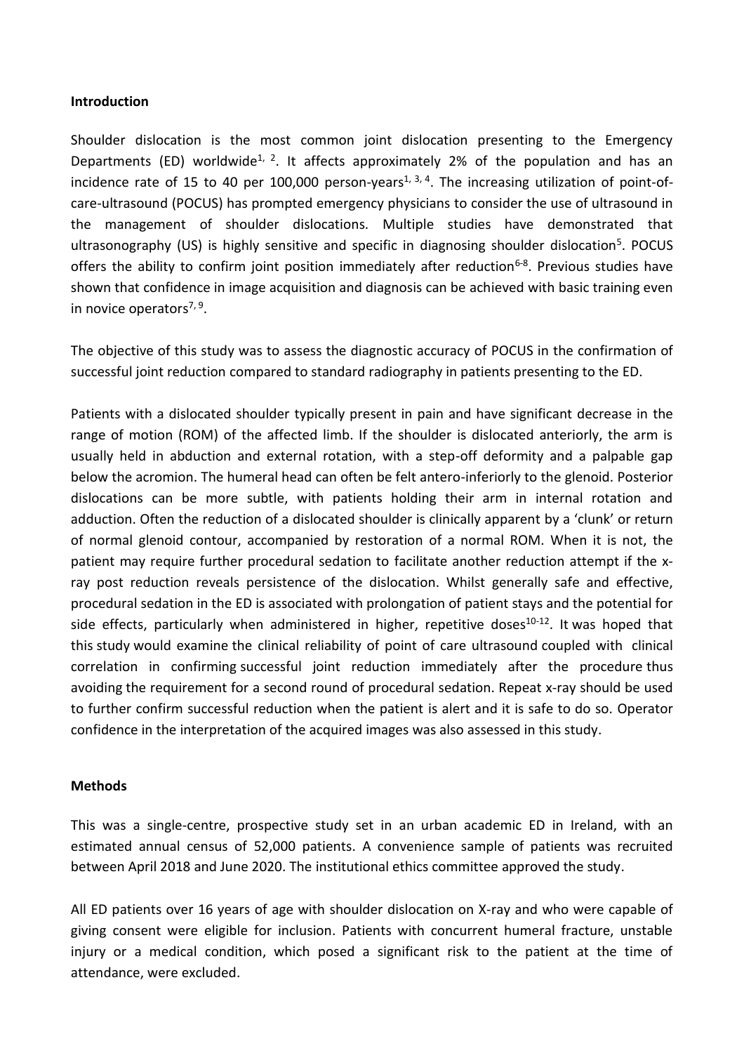**Introduction**

Shoulder dislocation is the most common joint dislocation presenting to the Emergency Departments (ED) worldwide[1, 2]. It affects approximately 2% of the population and has an incidence rate of 15 to 40 per 100,000 person-years[1, 3, 4]. The increasing utilization of point-of-care-ultrasound (POCUS) has prompted emergency physicians to consider the use of ultrasound in the management of shoulder dislocations. Multiple studies have demonstrated that ultrasonography (US) is highly sensitive and specific in diagnosing shoulder dislocation[5]. POCUS offers the ability to confirm joint position immediately after reduction[6-8]. Previous studies have shown that confidence in image acquisition and diagnosis can be achieved with basic training even in novice operators[7, 9].

The objective of this study was to assess the diagnostic accuracy of POCUS in the confirmation of successful joint reduction compared to standard radiography in patients presenting to the ED.

Patients with a dislocated shoulder typically present in pain and have significant decrease in the range of motion (ROM) of the affected limb. If the shoulder is dislocated anteriorly, the arm is usually held in abduction and external rotation, with a step-off deformity and a palpable gap below the acromion. The humeral head can often be felt antero-inferiorly to the glenoid. Posterior dislocations can be more subtle, with patients holding their arm in internal rotation and adduction. Often the reduction of a dislocated shoulder is clinically apparent by a 'clunk' or return of normal glenoid contour, accompanied by restoration of a normal ROM. When it is not, the patient may require further procedural sedation to facilitate another reduction attempt if the x-ray post reduction reveals persistence of the dislocation. Whilst generally safe and effective, procedural sedation in the ED is associated with prolongation of patient stays and the potential for side effects, particularly when administered in higher, repetitive doses[10-12]. It was hoped that this study would examine the clinical reliability of point of care ultrasound coupled with clinical correlation in confirming successful joint reduction immediately after the procedure thus avoiding the requirement for a second round of procedural sedation. Repeat x-ray should be used to further confirm successful reduction when the patient is alert and it is safe to do so. Operator confidence in the interpretation of the acquired images was also assessed in this study.

**Methods**

This was a single-centre, prospective study set in an urban academic ED in Ireland, with an estimated annual census of 52,000 patients. A convenience sample of patients was recruited between April 2018 and June 2020. The institutional ethics committee approved the study.

All ED patients over 16 years of age with shoulder dislocation on X-ray and who were capable of giving consent were eligible for inclusion. Patients with concurrent humeral fracture, unstable injury or a medical condition, which posed a significant risk to the patient at the time of attendance, were excluded.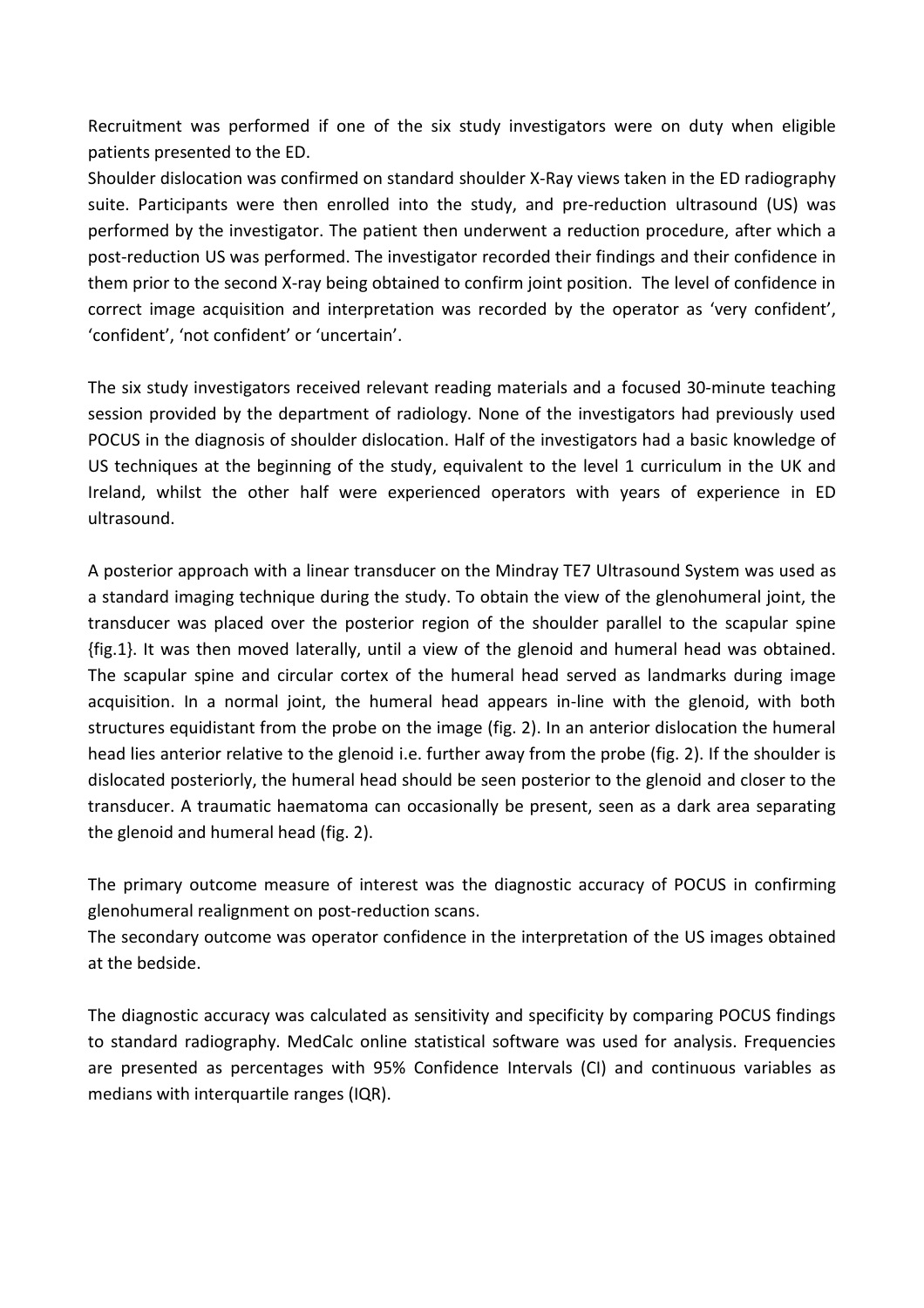Recruitment was performed if one of the six study investigators were on duty when eligible patients presented to the ED.

Shoulder dislocation was confirmed on standard shoulder X-Ray views taken in the ED radiography suite. Participants were then enrolled into the study, and pre-reduction ultrasound (US) was performed by the investigator. The patient then underwent a reduction procedure, after which a post-reduction US was performed. The investigator recorded their findings and their confidence in them prior to the second X-ray being obtained to confirm joint position. The level of confidence in correct image acquisition and interpretation was recorded by the operator as 'very confident', 'confident', 'not confident' or 'uncertain'.

The six study investigators received relevant reading materials and a focused 30-minute teaching session provided by the department of radiology. None of the investigators had previously used POCUS in the diagnosis of shoulder dislocation. Half of the investigators had a basic knowledge of US techniques at the beginning of the study, equivalent to the level 1 curriculum in the UK and Ireland, whilst the other half were experienced operators with years of experience in ED ultrasound.

A posterior approach with a linear transducer on the Mindray TE7 Ultrasound System was used as a standard imaging technique during the study. To obtain the view of the glenohumeral joint, the transducer was placed over the posterior region of the shoulder parallel to the scapular spine {fig.1}. It was then moved laterally, until a view of the glenoid and humeral head was obtained. The scapular spine and circular cortex of the humeral head served as landmarks during image acquisition. In a normal joint, the humeral head appears in-line with the glenoid, with both structures equidistant from the probe on the image (fig. 2). In an anterior dislocation the humeral head lies anterior relative to the glenoid i.e. further away from the probe (fig. 2). If the shoulder is dislocated posteriorly, the humeral head should be seen posterior to the glenoid and closer to the transducer. A traumatic haematoma can occasionally be present, seen as a dark area separating the glenoid and humeral head (fig. 2).

The primary outcome measure of interest was the diagnostic accuracy of POCUS in confirming glenohumeral realignment on post-reduction scans.

The secondary outcome was operator confidence in the interpretation of the US images obtained at the bedside.

The diagnostic accuracy was calculated as sensitivity and specificity by comparing POCUS findings to standard radiography. MedCalc online statistical software was used for analysis. Frequencies are presented as percentages with 95% Confidence Intervals (CI) and continuous variables as medians with interquartile ranges (IQR).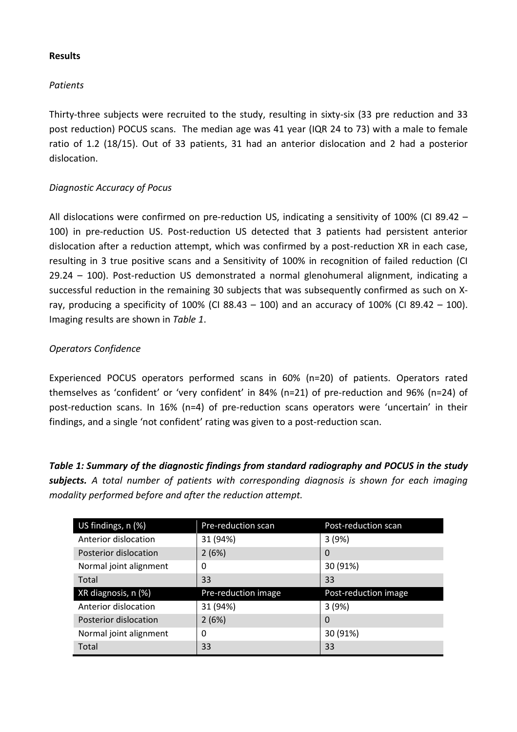**Results**

*Patients*

Thirty-three subjects were recruited to the study, resulting in sixty-six (33 pre reduction and 33 post reduction) POCUS scans. The median age was 41 year (IQR 24 to 73) with a male to female ratio of 1.2 (18/15). Out of 33 patients, 31 had an anterior dislocation and 2 had a posterior dislocation.

*Diagnostic Accuracy of Pocus*

All dislocations were confirmed on pre-reduction US, indicating a sensitivity of 100% (CI 89.42 – 100) in pre-reduction US. Post-reduction US detected that 3 patients had persistent anterior dislocation after a reduction attempt, which was confirmed by a post-reduction XR in each case, resulting in 3 true positive scans and a Sensitivity of 100% in recognition of failed reduction (CI 29.24 – 100). Post-reduction US demonstrated a normal glenohumeral alignment, indicating a successful reduction in the remaining 30 subjects that was subsequently confirmed as such on X-ray, producing a specificity of 100% (CI 88.43 – 100) and an accuracy of 100% (CI 89.42 – 100). Imaging results are shown in *Table 1*.

*Operators Confidence*

Experienced POCUS operators performed scans in 60% (n=20) of patients. Operators rated themselves as 'confident' or 'very confident' in 84% (n=21) of pre-reduction and 96% (n=24) of post-reduction scans. In 16% (n=4) of pre-reduction scans operators were 'uncertain' in their findings, and a single 'not confident' rating was given to a post-reduction scan.

***Table 1: Summary of the diagnostic findings from standard radiography and POCUS in the study subjects.*** *A total number of patients with corresponding diagnosis is shown for each imaging modality performed before and after the reduction attempt.*

| US findings, n (%) | Pre-reduction scan | Post-reduction scan |
|---|---|---|
| Anterior dislocation | 31 (94%) | 3 (9%) |
| Posterior dislocation | 2 (6%) | 0 |
| Normal joint alignment | 0 | 30 (91%) |
| Total | 33 | 33 |
| **XR diagnosis, n (%)** | **Pre-reduction image** | **Post-reduction image** |
| Anterior dislocation | 31 (94%) | 3 (9%) |
| Posterior dislocation | 2 (6%) | 0 |
| Normal joint alignment | 0 | 30 (91%) |
| Total | 33 | 33 |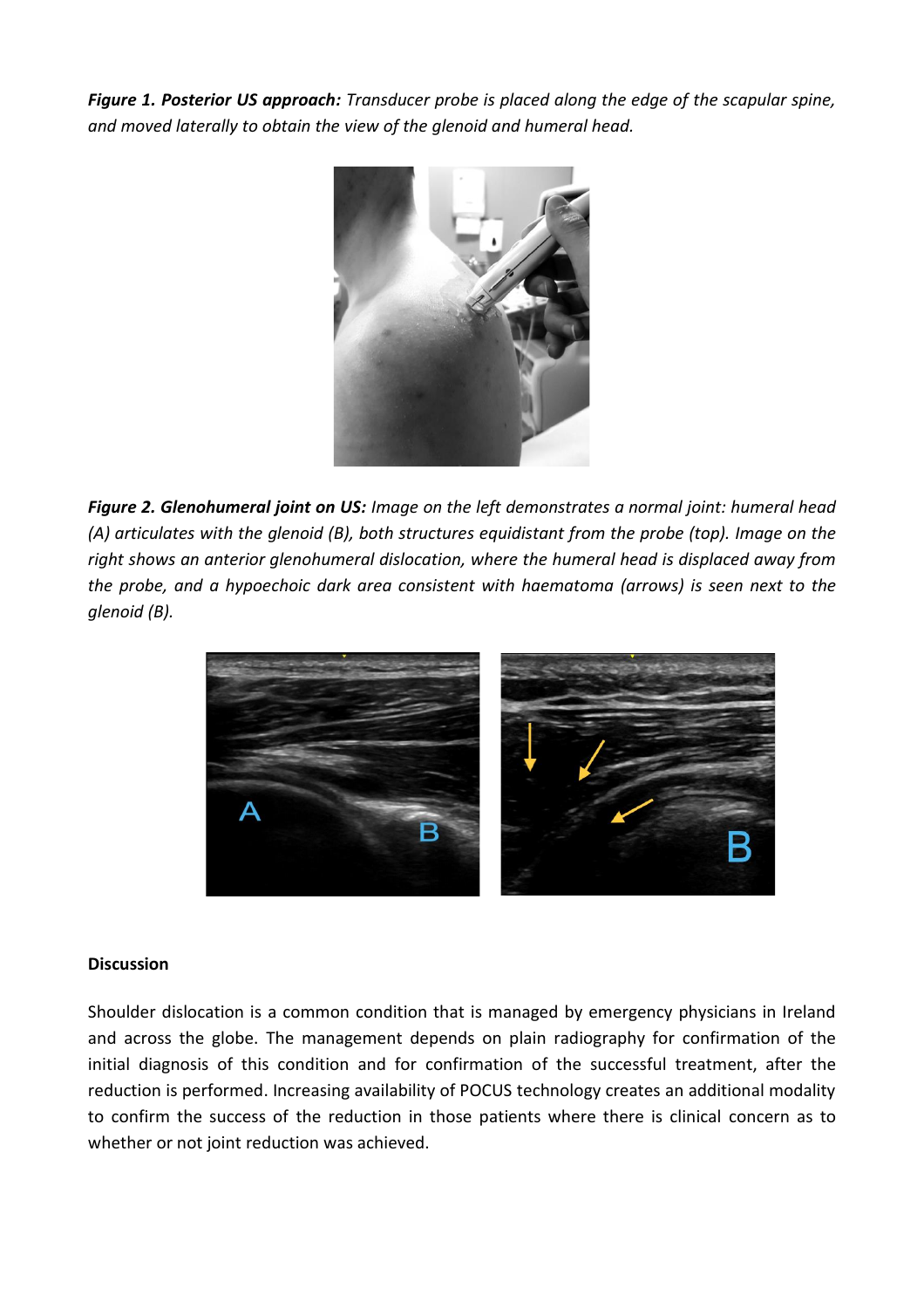***Figure 1. Posterior US approach:*** *Transducer probe is placed along the edge of the scapular spine, and moved laterally to obtain the view of the glenoid and humeral head.*

***Figure 2. Glenohumeral joint on US:*** *Image on the left demonstrates a normal joint: humeral head (A) articulates with the glenoid (B), both structures equidistant from the probe (top). Image on the right shows an anterior glenohumeral dislocation, where the humeral head is displaced away from the probe, and a hypoechoic dark area consistent with haematoma (arrows) is seen next to the glenoid (B).*

**Discussion**

Shoulder dislocation is a common condition that is managed by emergency physicians in Ireland and across the globe. The management depends on plain radiography for confirmation of the initial diagnosis of this condition and for confirmation of the successful treatment, after the reduction is performed. Increasing availability of POCUS technology creates an additional modality to confirm the success of the reduction in those patients where there is clinical concern as to whether or not joint reduction was achieved.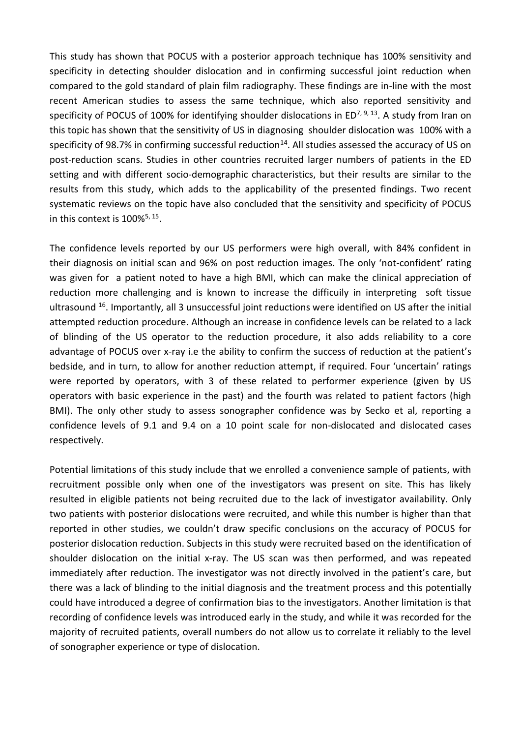This study has shown that POCUS with a posterior approach technique has 100% sensitivity and specificity in detecting shoulder dislocation and in confirming successful joint reduction when compared to the gold standard of plain film radiography. These findings are in-line with the most recent American studies to assess the same technique, which also reported sensitivity and specificity of POCUS of 100% for identifying shoulder dislocations in ED[7, 9, 13]. A study from Iran on this topic has shown that the sensitivity of US in diagnosing shoulder dislocation was 100% with a specificity of 98.7% in confirming successful reduction[14]. All studies assessed the accuracy of US on post-reduction scans. Studies in other countries recruited larger numbers of patients in the ED setting and with different socio-demographic characteristics, but their results are similar to the results from this study, which adds to the applicability of the presented findings. Two recent systematic reviews on the topic have also concluded that the sensitivity and specificity of POCUS in this context is 100%[5, 15].

The confidence levels reported by our US performers were high overall, with 84% confident in their diagnosis on initial scan and 96% on post reduction images. The only 'not-confident' rating was given for a patient noted to have a high BMI, which can make the clinical appreciation of reduction more challenging and is known to increase the difficuily in interpreting soft tissue ultrasound [16]. Importantly, all 3 unsuccessful joint reductions were identified on US after the initial attempted reduction procedure. Although an increase in confidence levels can be related to a lack of blinding of the US operator to the reduction procedure, it also adds reliability to a core advantage of POCUS over x-ray i.e the ability to confirm the success of reduction at the patient's bedside, and in turn, to allow for another reduction attempt, if required. Four 'uncertain' ratings were reported by operators, with 3 of these related to performer experience (given by US operators with basic experience in the past) and the fourth was related to patient factors (high BMI). The only other study to assess sonographer confidence was by Secko et al, reporting a confidence levels of 9.1 and 9.4 on a 10 point scale for non-dislocated and dislocated cases respectively.

Potential limitations of this study include that we enrolled a convenience sample of patients, with recruitment possible only when one of the investigators was present on site. This has likely resulted in eligible patients not being recruited due to the lack of investigator availability. Only two patients with posterior dislocations were recruited, and while this number is higher than that reported in other studies, we couldn't draw specific conclusions on the accuracy of POCUS for posterior dislocation reduction. Subjects in this study were recruited based on the identification of shoulder dislocation on the initial x-ray. The US scan was then performed, and was repeated immediately after reduction. The investigator was not directly involved in the patient's care, but there was a lack of blinding to the initial diagnosis and the treatment process and this potentially could have introduced a degree of confirmation bias to the investigators. Another limitation is that recording of confidence levels was introduced early in the study, and while it was recorded for the majority of recruited patients, overall numbers do not allow us to correlate it reliably to the level of sonographer experience or type of dislocation.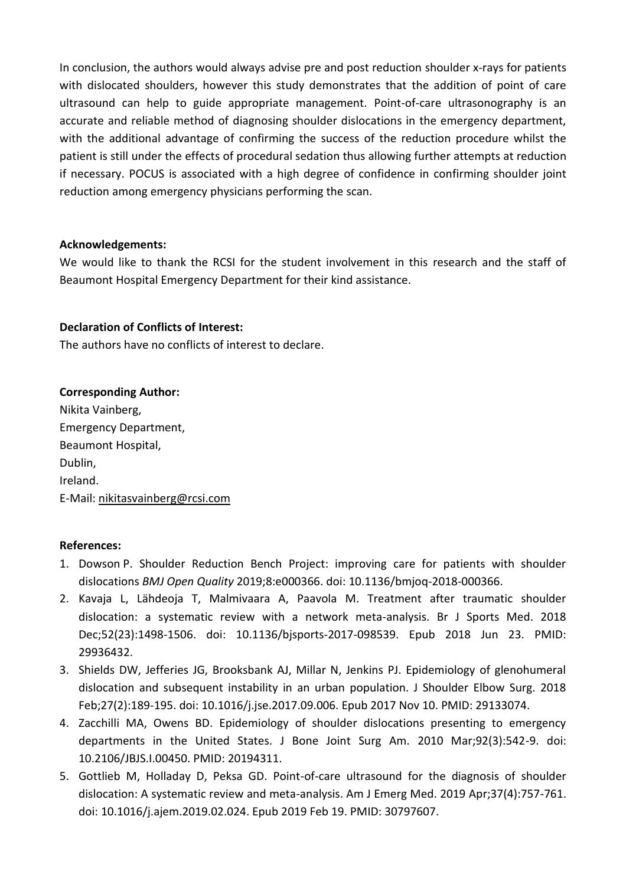In conclusion, the authors would always advise pre and post reduction shoulder x-rays for patients with dislocated shoulders, however this study demonstrates that the addition of point of care ultrasound can help to guide appropriate management. Point-of-care ultrasonography is an accurate and reliable method of diagnosing shoulder dislocations in the emergency department, with the additional advantage of confirming the success of the reduction procedure whilst the patient is still under the effects of procedural sedation thus allowing further attempts at reduction if necessary. POCUS is associated with a high degree of confidence in confirming shoulder joint reduction among emergency physicians performing the scan.

**Acknowledgements:**

We would like to thank the RCSI for the student involvement in this research and the staff of Beaumont Hospital Emergency Department for their kind assistance.

**Declaration of Conflicts of Interest:**

The authors have no conflicts of interest to declare.

**Corresponding Author:**

Nikita Vainberg,
Emergency Department,
Beaumont Hospital,
Dublin,
Ireland.
E-Mail: nikitasvainberg@rcsi.com

**References:**

1. Dowson P. Shoulder Reduction Bench Project: improving care for patients with shoulder dislocations *BMJ Open Quality* 2019;8:e000366. doi: 10.1136/bmjoq-2018-000366.
2. Kavaja L, Lähdeoja T, Malmivaara A, Paavola M. Treatment after traumatic shoulder dislocation: a systematic review with a network meta-analysis. Br J Sports Med. 2018 Dec;52(23):1498-1506. doi: 10.1136/bjsports-2017-098539. Epub 2018 Jun 23. PMID: 29936432.
3. Shields DW, Jefferies JG, Brooksbank AJ, Millar N, Jenkins PJ. Epidemiology of glenohumeral dislocation and subsequent instability in an urban population. J Shoulder Elbow Surg. 2018 Feb;27(2):189-195. doi: 10.1016/j.jse.2017.09.006. Epub 2017 Nov 10. PMID: 29133074.
4. Zacchilli MA, Owens BD. Epidemiology of shoulder dislocations presenting to emergency departments in the United States. J Bone Joint Surg Am. 2010 Mar;92(3):542-9. doi: 10.2106/JBJS.I.00450. PMID: 20194311.
5. Gottlieb M, Holladay D, Peksa GD. Point-of-care ultrasound for the diagnosis of shoulder dislocation: A systematic review and meta-analysis. Am J Emerg Med. 2019 Apr;37(4):757-761. doi: 10.1016/j.ajem.2019.02.024. Epub 2019 Feb 19. PMID: 30797607.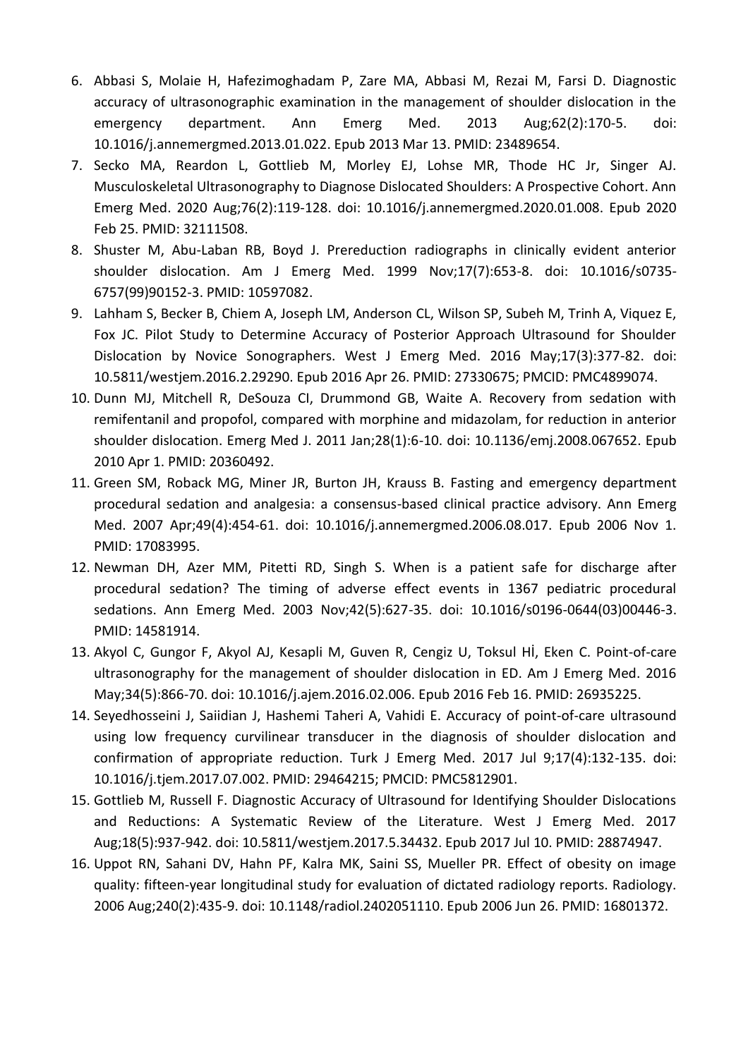6. Abbasi S, Molaie H, Hafezimoghadam P, Zare MA, Abbasi M, Rezai M, Farsi D. Diagnostic accuracy of ultrasonographic examination in the management of shoulder dislocation in the emergency department. Ann Emerg Med. 2013 Aug;62(2):170-5. doi: 10.1016/j.annemergmed.2013.01.022. Epub 2013 Mar 13. PMID: 23489654.
7. Secko MA, Reardon L, Gottlieb M, Morley EJ, Lohse MR, Thode HC Jr, Singer AJ. Musculoskeletal Ultrasonography to Diagnose Dislocated Shoulders: A Prospective Cohort. Ann Emerg Med. 2020 Aug;76(2):119-128. doi: 10.1016/j.annemergmed.2020.01.008. Epub 2020 Feb 25. PMID: 32111508.
8. Shuster M, Abu-Laban RB, Boyd J. Prereduction radiographs in clinically evident anterior shoulder dislocation. Am J Emerg Med. 1999 Nov;17(7):653-8. doi: 10.1016/s0735-6757(99)90152-3. PMID: 10597082.
9. Lahham S, Becker B, Chiem A, Joseph LM, Anderson CL, Wilson SP, Subeh M, Trinh A, Viquez E, Fox JC. Pilot Study to Determine Accuracy of Posterior Approach Ultrasound for Shoulder Dislocation by Novice Sonographers. West J Emerg Med. 2016 May;17(3):377-82. doi: 10.5811/westjem.2016.2.29290. Epub 2016 Apr 26. PMID: 27330675; PMCID: PMC4899074.
10. Dunn MJ, Mitchell R, DeSouza CI, Drummond GB, Waite A. Recovery from sedation with remifentanil and propofol, compared with morphine and midazolam, for reduction in anterior shoulder dislocation. Emerg Med J. 2011 Jan;28(1):6-10. doi: 10.1136/emj.2008.067652. Epub 2010 Apr 1. PMID: 20360492.
11. Green SM, Roback MG, Miner JR, Burton JH, Krauss B. Fasting and emergency department procedural sedation and analgesia: a consensus-based clinical practice advisory. Ann Emerg Med. 2007 Apr;49(4):454-61. doi: 10.1016/j.annemergmed.2006.08.017. Epub 2006 Nov 1. PMID: 17083995.
12. Newman DH, Azer MM, Pitetti RD, Singh S. When is a patient safe for discharge after procedural sedation? The timing of adverse effect events in 1367 pediatric procedural sedations. Ann Emerg Med. 2003 Nov;42(5):627-35. doi: 10.1016/s0196-0644(03)00446-3. PMID: 14581914.
13. Akyol C, Gungor F, Akyol AJ, Kesapli M, Guven R, Cengiz U, Toksul Hİ, Eken C. Point-of-care ultrasonography for the management of shoulder dislocation in ED. Am J Emerg Med. 2016 May;34(5):866-70. doi: 10.1016/j.ajem.2016.02.006. Epub 2016 Feb 16. PMID: 26935225.
14. Seyedhosseini J, Saiidian J, Hashemi Taheri A, Vahidi E. Accuracy of point-of-care ultrasound using low frequency curvilinear transducer in the diagnosis of shoulder dislocation and confirmation of appropriate reduction. Turk J Emerg Med. 2017 Jul 9;17(4):132-135. doi: 10.1016/j.tjem.2017.07.002. PMID: 29464215; PMCID: PMC5812901.
15. Gottlieb M, Russell F. Diagnostic Accuracy of Ultrasound for Identifying Shoulder Dislocations and Reductions: A Systematic Review of the Literature. West J Emerg Med. 2017 Aug;18(5):937-942. doi: 10.5811/westjem.2017.5.34432. Epub 2017 Jul 10. PMID: 28874947.
16. Uppot RN, Sahani DV, Hahn PF, Kalra MK, Saini SS, Mueller PR. Effect of obesity on image quality: fifteen-year longitudinal study for evaluation of dictated radiology reports. Radiology. 2006 Aug;240(2):435-9. doi: 10.1148/radiol.2402051110. Epub 2006 Jun 26. PMID: 16801372.